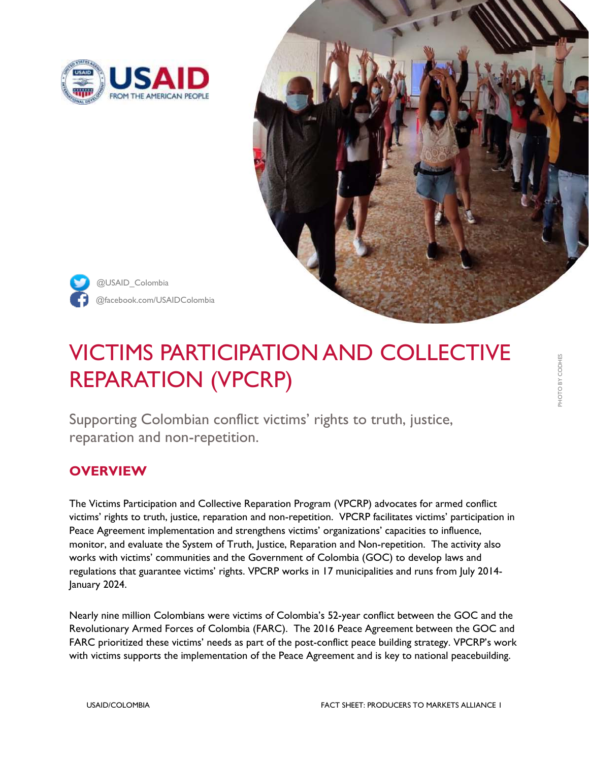@USAID_Colombia

@facebook.com/USAIDColombia

# VICTIMS PARTICIPATION AND COLLECTIVE REPARATION (VPCRP)

Supporting Colombian conflict victims' rights to truth, justice, reparation and non-repetition.

PHOTO BY CODHES

## OVERVIEW

The Victims Participation and Collective Reparation Program (VPCRP) advocates for armed conflict victims' rights to truth, justice, reparation and non-repetition. VPCRP facilitates victims' participation in Peace Agreement implementation and strengthens victims' organizations' capacities to influence, monitor, and evaluate the System of Truth, Justice, Reparation and Non-repetition. The activity also works with victims' communities and the Government of Colombia (GOC) to develop laws and regulations that guarantee victims' rights. VPCRP works in 17 municipalities and runs from July 2014-January 2024.

Nearly nine million Colombians were victims of Colombia's 52-year conflict between the GOC and the Revolutionary Armed Forces of Colombia (FARC). The 2016 Peace Agreement between the GOC and FARC prioritized these victims' needs as part of the post-conflict peace building strategy. VPCRP's work with victims supports the implementation of the Peace Agreement and is key to national peacebuilding.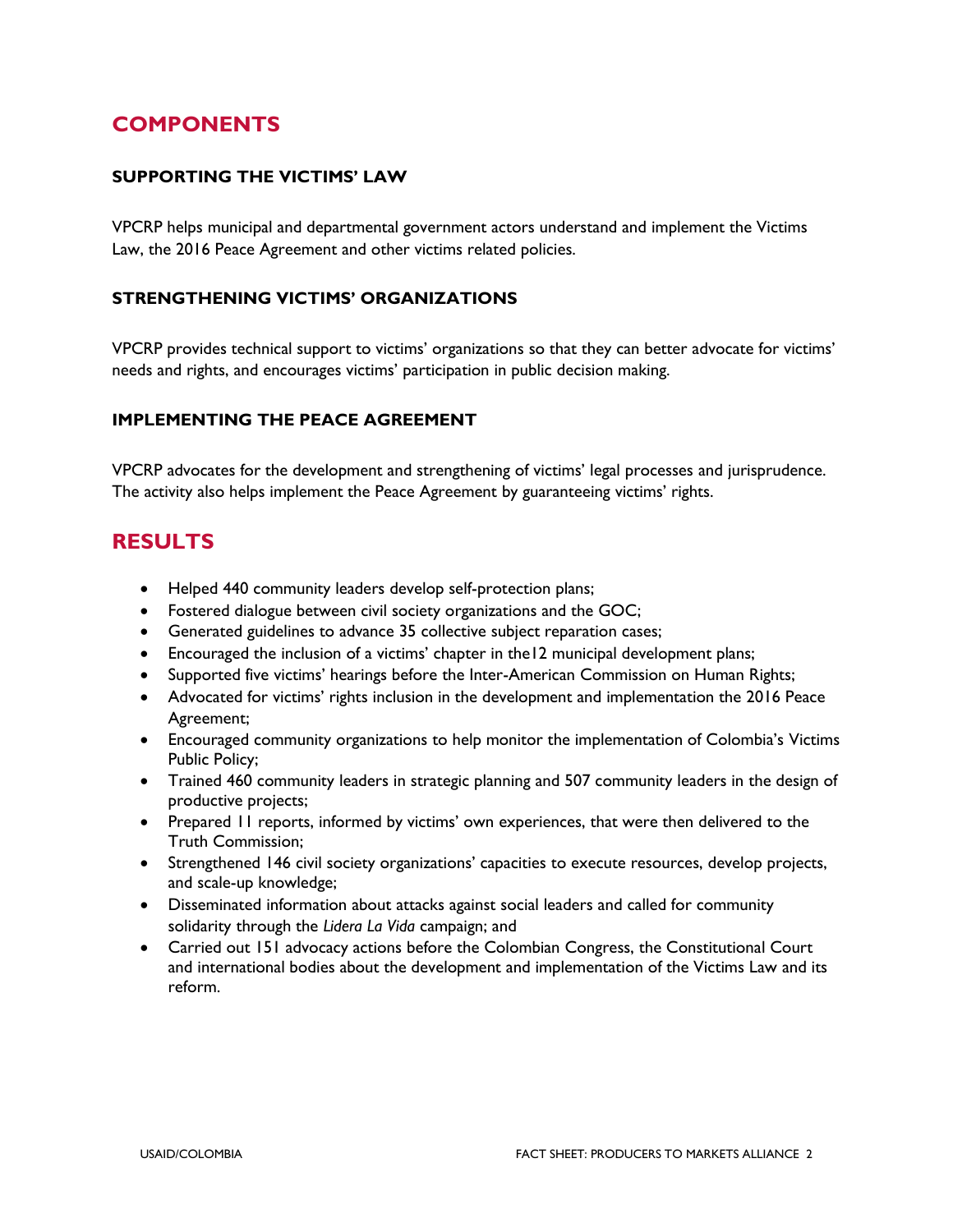## COMPONENTS

### SUPPORTING THE VICTIMS' LAW

VPCRP helps municipal and departmental government actors understand and implement the Victims Law, the 2016 Peace Agreement and other victims related policies.

### STRENGTHENING VICTIMS' ORGANIZATIONS

VPCRP provides technical support to victims' organizations so that they can better advocate for victims' needs and rights, and encourages victims' participation in public decision making.

### IMPLEMENTING THE PEACE AGREEMENT

VPCRP advocates for the development and strengthening of victims' legal processes and jurisprudence. The activity also helps implement the Peace Agreement by guaranteeing victims' rights.

## RESULTS

- Helped 440 community leaders develop self-protection plans;
- Fostered dialogue between civil society organizations and the GOC;
- Generated guidelines to advance 35 collective subject reparation cases;
- Encouraged the inclusion of a victims' chapter in the12 municipal development plans;
- Supported five victims' hearings before the Inter-American Commission on Human Rights;
- Advocated for victims' rights inclusion in the development and implementation the 2016 Peace Agreement;
- Encouraged community organizations to help monitor the implementation of Colombia's Victims Public Policy;
- Trained 460 community leaders in strategic planning and 507 community leaders in the design of productive projects;
- Prepared 11 reports, informed by victims' own experiences, that were then delivered to the Truth Commission;
- Strengthened 146 civil society organizations' capacities to execute resources, develop projects, and scale-up knowledge;
- Disseminated information about attacks against social leaders and called for community solidarity through the *Lidera La Vida* campaign; and
- Carried out 151 advocacy actions before the Colombian Congress, the Constitutional Court and international bodies about the development and implementation of the Victims Law and its reform.